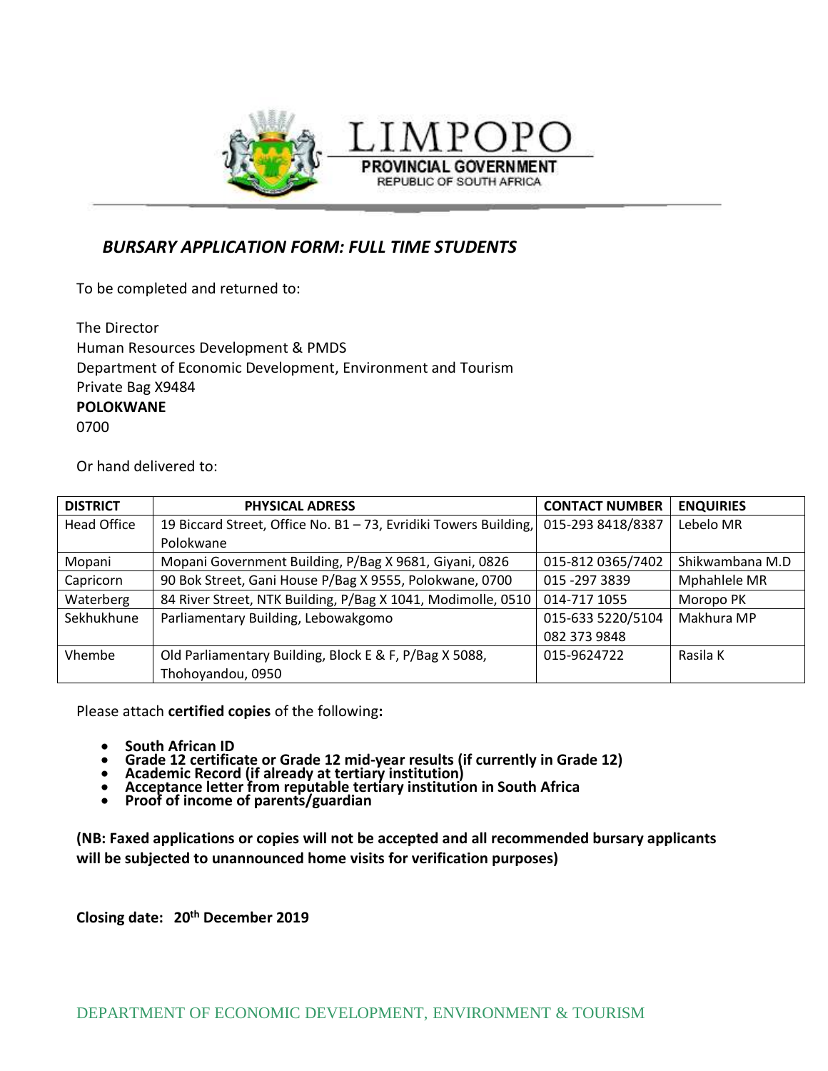LIMPOPO

PROVINCIAL GOVERNMENT

REPUBLIC OF SOUTH AFRICA

## *BURSARY APPLICATION FORM: FULL TIME STUDENTS*

To be completed and returned to:

The Director
Human Resources Development & PMDS
Department of Economic Development, Environment and Tourism
Private Bag X9484
**POLOKWANE**
0700

Or hand delivered to:

| DISTRICT | PHYSICAL ADRESS | CONTACT NUMBER | ENQUIRIES |
|---|---|---|---|
| Head Office | 19 Biccard Street, Office No. B1 – 73, Evridiki Towers Building, Polokwane | 015-293 8418/8387 | Lebelo MR |
| Mopani | Mopani Government Building, P/Bag X 9681, Giyani, 0826 | 015-812 0365/7402 | Shikwambana M.D |
| Capricorn | 90 Bok Street, Gani House P/Bag X 9555, Polokwane, 0700 | 015 -297 3839 | Mphahlele MR |
| Waterberg | 84 River Street, NTK Building, P/Bag X 1041, Modimolle, 0510 | 014-717 1055 | Moropo PK |
| Sekhukhune | Parliamentary Building, Lebowakgomo | 015-633 5220/5104 082 373 9848 | Makhura MP |
| Vhembe | Old Parliamentary Building, Block E & F, P/Bag X 5088, Thohoyandou, 0950 | 015-9624722 | Rasila K |

Please attach **certified copies** of the following**:**

- **South African ID**
- **Grade 12 certificate or Grade 12 mid-year results (if currently in Grade 12)**
- **Academic Record (if already at tertiary institution)**
- **Acceptance letter from reputable tertiary institution in South Africa**
- **Proof of income of parents/guardian**

**(NB: Faxed applications or copies will not be accepted and all recommended bursary applicants will be subjected to unannounced home visits for verification purposes)**

**Closing date: 20th December 2019**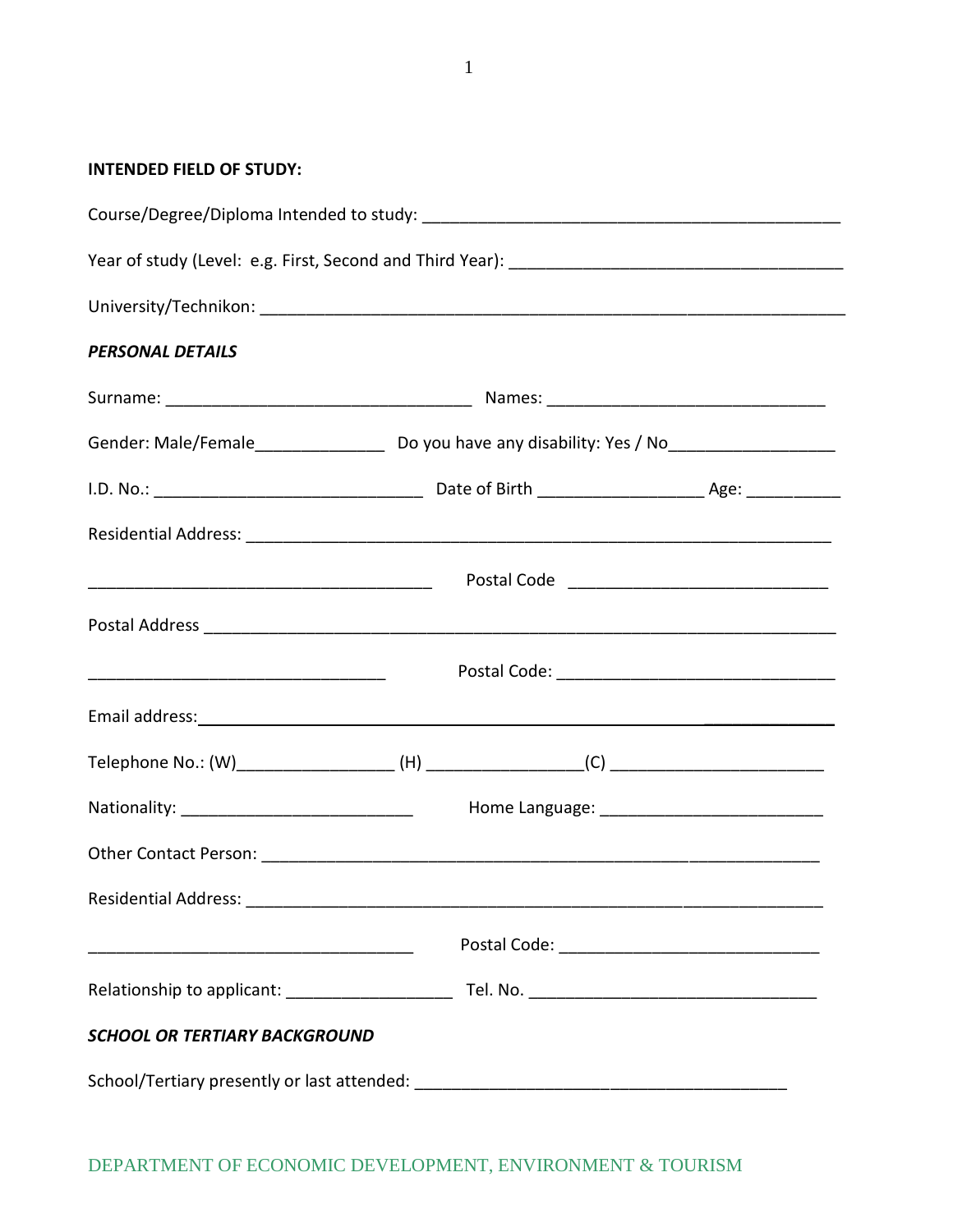**INTENDED FIELD OF STUDY:**

Course/Degree/Diploma Intended to study: ______________________________________________

Year of study (Level: e.g. First, Second and Third Year): ____________________________________

University/Technikon: _________________________________________________________________

***PERSONAL DETAILS***

Surname: _________________________________ Names: ______________________________

Gender: Male/Female______________ Do you have any disability: Yes / No_________________

I.D. No.: _____________________________ Date of Birth _________________ Age: __________

Residential Address: _________________________________________________________________

_____________________________________ Postal Code ____________________________

Postal Address ______________________________________________________________________

________________________________ Postal Code: ______________________________

Email address:_______________________________________________________________

Telephone No.: (W)_________________ (H) ________________(C) _______________________

Nationality: _________________________ Home Language: ________________________

Other Contact Person: _____________________________________________________________

Residential Address: _______________________________________________________________

___________________________________ Postal Code: ____________________________

Relationship to applicant: __________________ Tel. No. ______________________________

***SCHOOL OR TERTIARY BACKGROUND***

School/Tertiary presently or last attended: ________________________________________

DEPARTMENT OF ECONOMIC DEVELOPMENT, ENVIRONMENT & TOURISM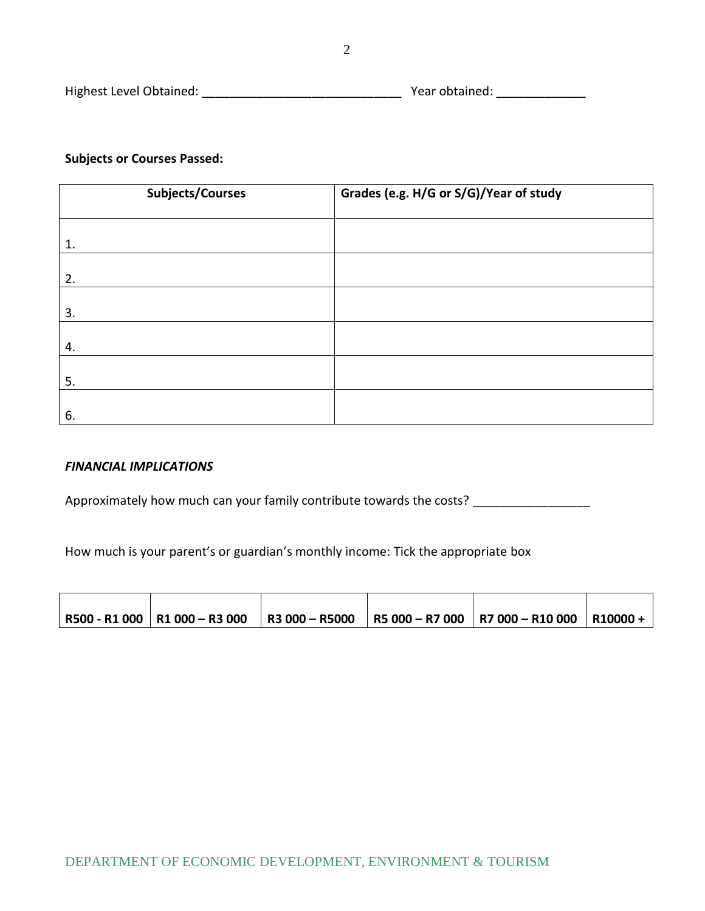Highest Level Obtained: ____________________________ Year obtained: ____________

**Subjects or Courses Passed:**

| Subjects/Courses | Grades (e.g. H/G or S/G)/Year of study |
|---|---|
| 1. | |
| 2. | |
| 3. | |
| 4. | |
| 5. | |
| 6. | |

***FINANCIAL IMPLICATIONS***

Approximately how much can your family contribute towards the costs? ________________

How much is your parent's or guardian's monthly income: Tick the appropriate box

| R500 - R1 000 | R1 000 – R3 000 | R3 000 – R5000 | R5 000 – R7 000 | R7 000 – R10 000 | R10000 + |
|---|---|---|---|---|---|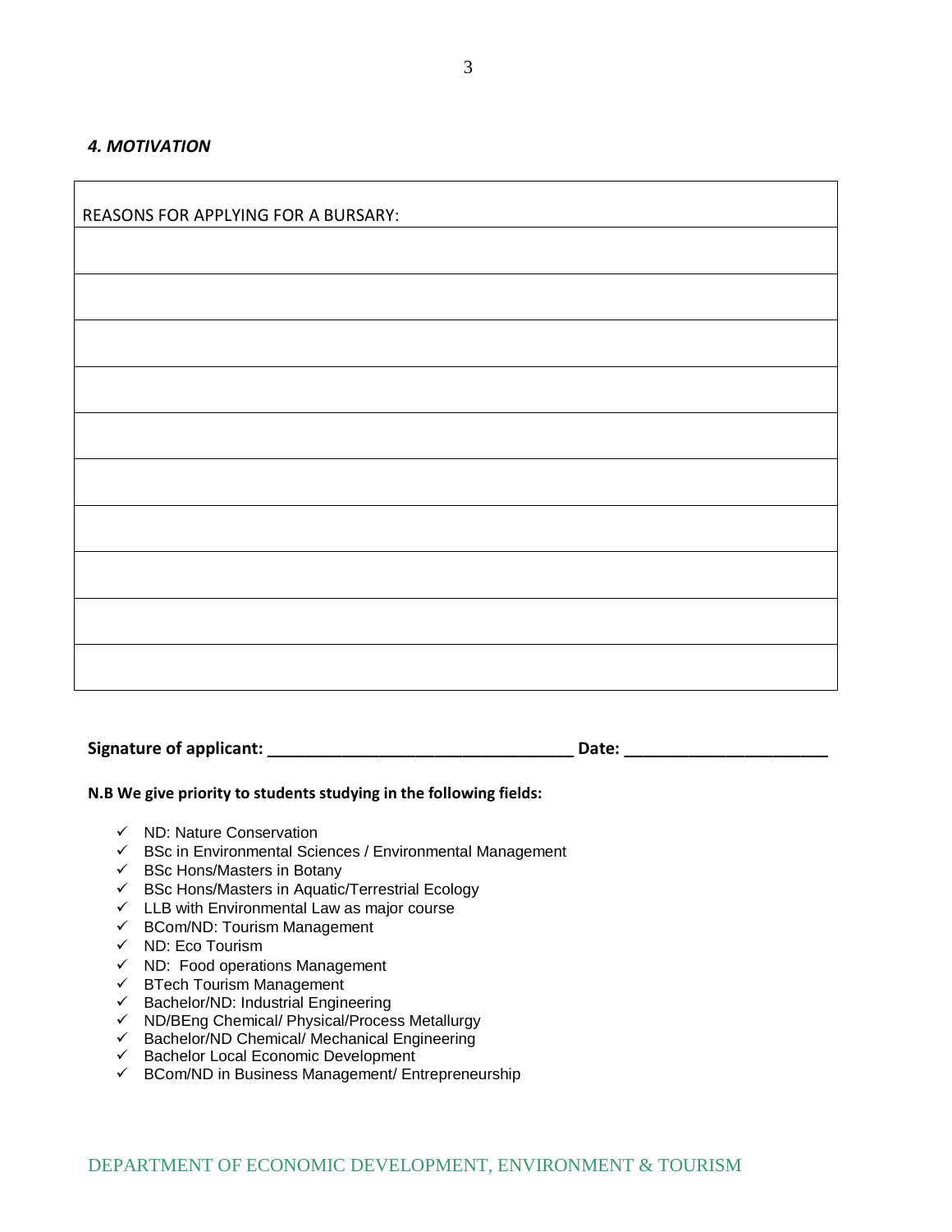### *4. MOTIVATION*

| REASONS FOR APPLYING FOR A BURSARY: |
|---|
| |
| |
| |
| |
| |
| |
| |
| |
| |
| |

**Signature of applicant: ________________________________ Date: ____________________**

**N.B We give priority to students studying in the following fields:**

- ✓ ND: Nature Conservation
- ✓ BSc in Environmental Sciences / Environmental Management
- ✓ BSc Hons/Masters in Botany
- ✓ BSc Hons/Masters in Aquatic/Terrestrial Ecology
- ✓ LLB with Environmental Law as major course
- ✓ BCom/ND: Tourism Management
- ✓ ND: Eco Tourism
- ✓ ND: Food operations Management
- ✓ BTech Tourism Management
- ✓ Bachelor/ND: Industrial Engineering
- ✓ ND/BEng Chemical/ Physical/Process Metallurgy
- ✓ Bachelor/ND Chemical/ Mechanical Engineering
- ✓ Bachelor Local Economic Development
- ✓ BCom/ND in Business Management/ Entrepreneurship